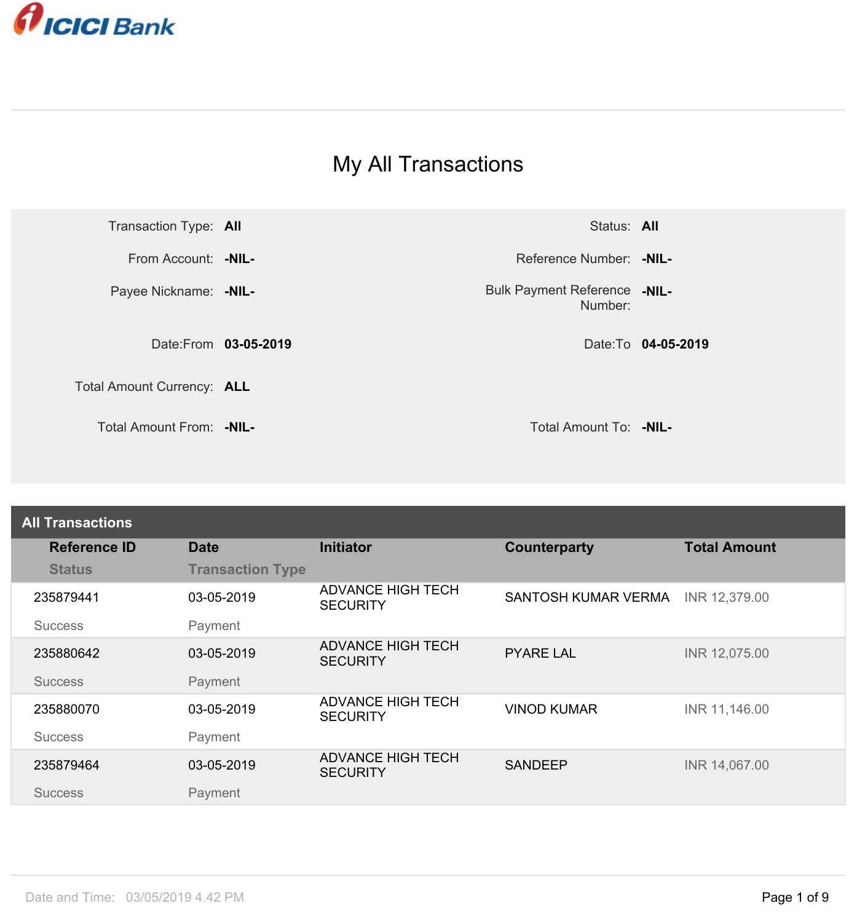ICICI Bank

# My All Transactions

| | | | |
|---|---|---|---|
| Transaction Type: | **All** | Status: | **All** |
| From Account: | **-NIL-** | Reference Number: | **-NIL-** |
| Payee Nickname: | **-NIL-** | Bulk Payment Reference Number: | **-NIL-** |
| Date:From | **03-05-2019** | Date:To | **04-05-2019** |
| Total Amount Currency: | **ALL** | | |
| Total Amount From: | **-NIL-** | Total Amount To: | **-NIL-** |

## All Transactions

| Reference ID / Status | Date / Transaction Type | Initiator | Counterparty | Total Amount |
|---|---|---|---|---|
| 235879441 / Success | 03-05-2019 / Payment | ADVANCE HIGH TECH SECURITY | SANTOSH KUMAR VERMA | INR 12,379.00 |
| 235880642 / Success | 03-05-2019 / Payment | ADVANCE HIGH TECH SECURITY | PYARE LAL | INR 12,075.00 |
| 235880070 / Success | 03-05-2019 / Payment | ADVANCE HIGH TECH SECURITY | VINOD KUMAR | INR 11,146.00 |
| 235879464 / Success | 03-05-2019 / Payment | ADVANCE HIGH TECH SECURITY | SANDEEP | INR 14,067.00 |

Date and Time: 03/05/2019 4.42 PM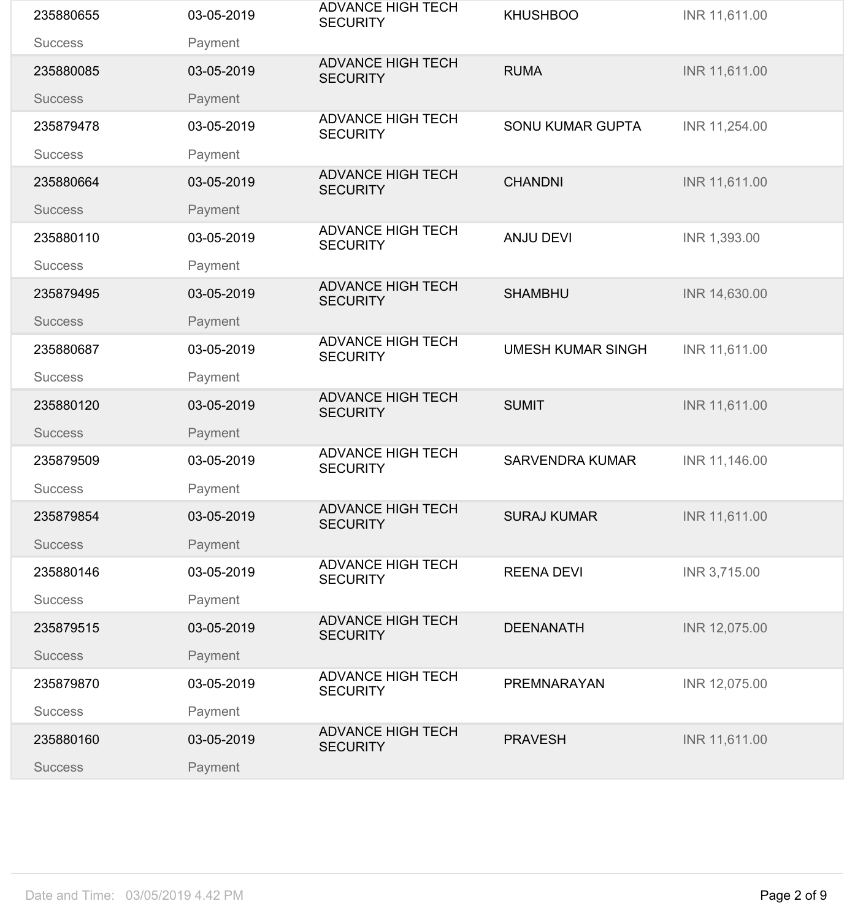| | | | | |
|---|---|---|---|---|
| 235880655<br>Success | 03-05-2019<br>Payment | ADVANCE HIGH TECH SECURITY | KHUSHBOO | INR 11,611.00 |
| 235880085<br>Success | 03-05-2019<br>Payment | ADVANCE HIGH TECH SECURITY | RUMA | INR 11,611.00 |
| 235879478<br>Success | 03-05-2019<br>Payment | ADVANCE HIGH TECH SECURITY | SONU KUMAR GUPTA | INR 11,254.00 |
| 235880664<br>Success | 03-05-2019<br>Payment | ADVANCE HIGH TECH SECURITY | CHANDNI | INR 11,611.00 |
| 235880110<br>Success | 03-05-2019<br>Payment | ADVANCE HIGH TECH SECURITY | ANJU DEVI | INR 1,393.00 |
| 235879495<br>Success | 03-05-2019<br>Payment | ADVANCE HIGH TECH SECURITY | SHAMBHU | INR 14,630.00 |
| 235880687<br>Success | 03-05-2019<br>Payment | ADVANCE HIGH TECH SECURITY | UMESH KUMAR SINGH | INR 11,611.00 |
| 235880120<br>Success | 03-05-2019<br>Payment | ADVANCE HIGH TECH SECURITY | SUMIT | INR 11,611.00 |
| 235879509<br>Success | 03-05-2019<br>Payment | ADVANCE HIGH TECH SECURITY | SARVENDRA KUMAR | INR 11,146.00 |
| 235879854<br>Success | 03-05-2019<br>Payment | ADVANCE HIGH TECH SECURITY | SURAJ KUMAR | INR 11,611.00 |
| 235880146<br>Success | 03-05-2019<br>Payment | ADVANCE HIGH TECH SECURITY | REENA DEVI | INR 3,715.00 |
| 235879515<br>Success | 03-05-2019<br>Payment | ADVANCE HIGH TECH SECURITY | DEENANATH | INR 12,075.00 |
| 235879870<br>Success | 03-05-2019<br>Payment | ADVANCE HIGH TECH SECURITY | PREMNARAYAN | INR 12,075.00 |
| 235880160<br>Success | 03-05-2019<br>Payment | ADVANCE HIGH TECH SECURITY | PRAVESH | INR 11,611.00 |

Date and Time: 03/05/2019 4.42 PM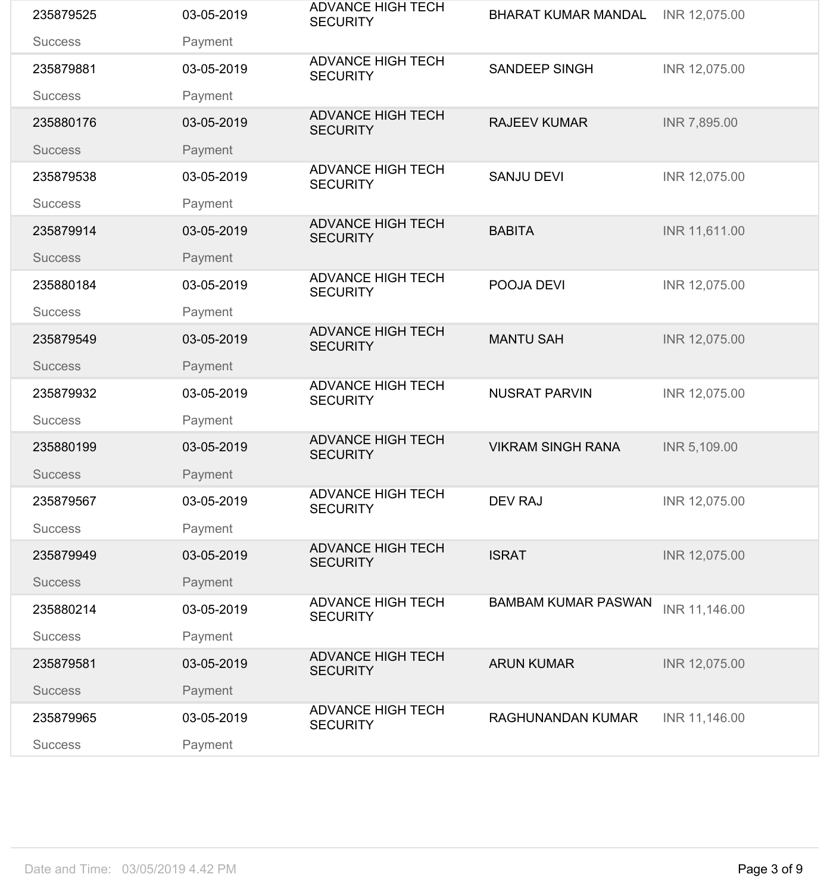| | | | | |
|---|---|---|---|---|
| 235879525<br>Success | 03-05-2019<br>Payment | ADVANCE HIGH TECH SECURITY | BHARAT KUMAR MANDAL | INR 12,075.00 |
| 235879881<br>Success | 03-05-2019<br>Payment | ADVANCE HIGH TECH SECURITY | SANDEEP SINGH | INR 12,075.00 |
| 235880176<br>Success | 03-05-2019<br>Payment | ADVANCE HIGH TECH SECURITY | RAJEEV KUMAR | INR 7,895.00 |
| 235879538<br>Success | 03-05-2019<br>Payment | ADVANCE HIGH TECH SECURITY | SANJU DEVI | INR 12,075.00 |
| 235879914<br>Success | 03-05-2019<br>Payment | ADVANCE HIGH TECH SECURITY | BABITA | INR 11,611.00 |
| 235880184<br>Success | 03-05-2019<br>Payment | ADVANCE HIGH TECH SECURITY | POOJA DEVI | INR 12,075.00 |
| 235879549<br>Success | 03-05-2019<br>Payment | ADVANCE HIGH TECH SECURITY | MANTU SAH | INR 12,075.00 |
| 235879932<br>Success | 03-05-2019<br>Payment | ADVANCE HIGH TECH SECURITY | NUSRAT PARVIN | INR 12,075.00 |
| 235880199<br>Success | 03-05-2019<br>Payment | ADVANCE HIGH TECH SECURITY | VIKRAM SINGH RANA | INR 5,109.00 |
| 235879567<br>Success | 03-05-2019<br>Payment | ADVANCE HIGH TECH SECURITY | DEV RAJ | INR 12,075.00 |
| 235879949<br>Success | 03-05-2019<br>Payment | ADVANCE HIGH TECH SECURITY | ISRAT | INR 12,075.00 |
| 235880214<br>Success | 03-05-2019<br>Payment | ADVANCE HIGH TECH SECURITY | BAMBAM KUMAR PASWAN | INR 11,146.00 |
| 235879581<br>Success | 03-05-2019<br>Payment | ADVANCE HIGH TECH SECURITY | ARUN KUMAR | INR 12,075.00 |
| 235879965<br>Success | 03-05-2019<br>Payment | ADVANCE HIGH TECH SECURITY | RAGHUNANDAN KUMAR | INR 11,146.00 |

Date and Time: 03/05/2019 4.42 PM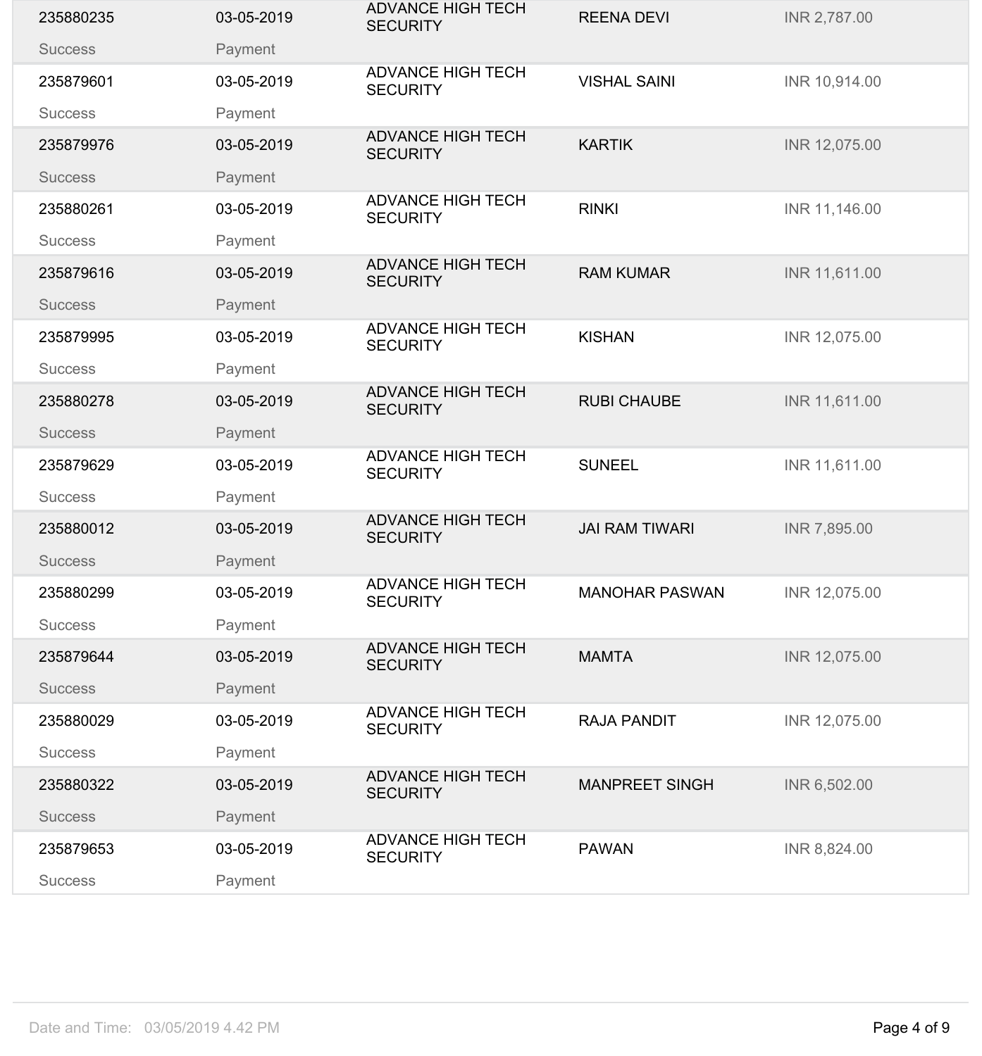| | | | | |
|---|---|---|---|---|
| 235880235<br>Success | 03-05-2019<br>Payment | ADVANCE HIGH TECH SECURITY | REENA DEVI | INR 2,787.00 |
| 235879601<br>Success | 03-05-2019<br>Payment | ADVANCE HIGH TECH SECURITY | VISHAL SAINI | INR 10,914.00 |
| 235879976<br>Success | 03-05-2019<br>Payment | ADVANCE HIGH TECH SECURITY | KARTIK | INR 12,075.00 |
| 235880261<br>Success | 03-05-2019<br>Payment | ADVANCE HIGH TECH SECURITY | RINKI | INR 11,146.00 |
| 235879616<br>Success | 03-05-2019<br>Payment | ADVANCE HIGH TECH SECURITY | RAM KUMAR | INR 11,611.00 |
| 235879995<br>Success | 03-05-2019<br>Payment | ADVANCE HIGH TECH SECURITY | KISHAN | INR 12,075.00 |
| 235880278<br>Success | 03-05-2019<br>Payment | ADVANCE HIGH TECH SECURITY | RUBI CHAUBE | INR 11,611.00 |
| 235879629<br>Success | 03-05-2019<br>Payment | ADVANCE HIGH TECH SECURITY | SUNEEL | INR 11,611.00 |
| 235880012<br>Success | 03-05-2019<br>Payment | ADVANCE HIGH TECH SECURITY | JAI RAM TIWARI | INR 7,895.00 |
| 235880299<br>Success | 03-05-2019<br>Payment | ADVANCE HIGH TECH SECURITY | MANOHAR PASWAN | INR 12,075.00 |
| 235879644<br>Success | 03-05-2019<br>Payment | ADVANCE HIGH TECH SECURITY | MAMTA | INR 12,075.00 |
| 235880029<br>Success | 03-05-2019<br>Payment | ADVANCE HIGH TECH SECURITY | RAJA PANDIT | INR 12,075.00 |
| 235880322<br>Success | 03-05-2019<br>Payment | ADVANCE HIGH TECH SECURITY | MANPREET SINGH | INR 6,502.00 |
| 235879653<br>Success | 03-05-2019<br>Payment | ADVANCE HIGH TECH SECURITY | PAWAN | INR 8,824.00 |

Date and Time: 03/05/2019 4.42 PM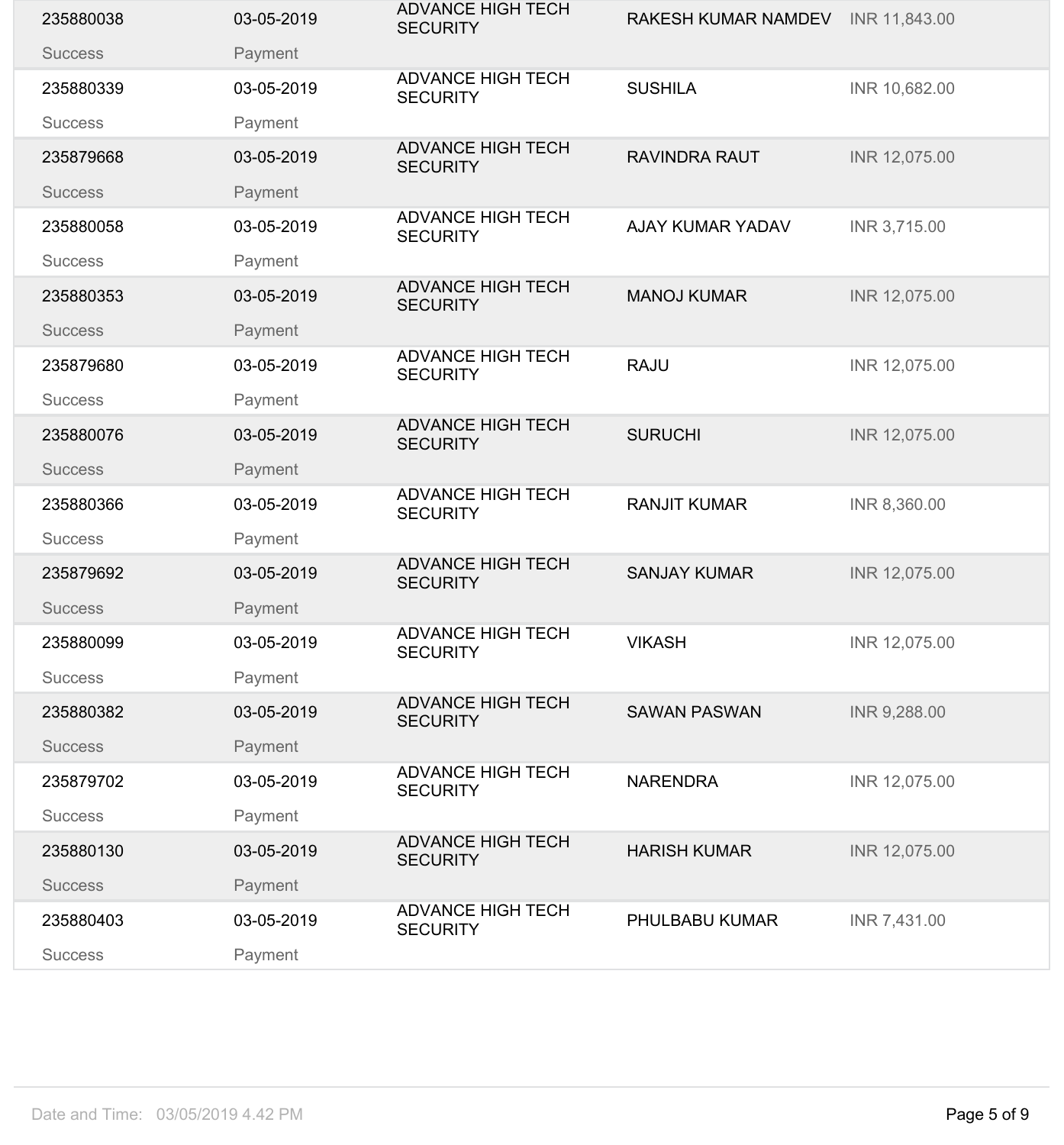| | | | | |
|---|---|---|---|---|
| 235880038<br>Success | 03-05-2019<br>Payment | ADVANCE HIGH TECH SECURITY | RAKESH KUMAR NAMDEV | INR 11,843.00 |
| 235880339<br>Success | 03-05-2019<br>Payment | ADVANCE HIGH TECH SECURITY | SUSHILA | INR 10,682.00 |
| 235879668<br>Success | 03-05-2019<br>Payment | ADVANCE HIGH TECH SECURITY | RAVINDRA RAUT | INR 12,075.00 |
| 235880058<br>Success | 03-05-2019<br>Payment | ADVANCE HIGH TECH SECURITY | AJAY KUMAR YADAV | INR 3,715.00 |
| 235880353<br>Success | 03-05-2019<br>Payment | ADVANCE HIGH TECH SECURITY | MANOJ KUMAR | INR 12,075.00 |
| 235879680<br>Success | 03-05-2019<br>Payment | ADVANCE HIGH TECH SECURITY | RAJU | INR 12,075.00 |
| 235880076<br>Success | 03-05-2019<br>Payment | ADVANCE HIGH TECH SECURITY | SURUCHI | INR 12,075.00 |
| 235880366<br>Success | 03-05-2019<br>Payment | ADVANCE HIGH TECH SECURITY | RANJIT KUMAR | INR 8,360.00 |
| 235879692<br>Success | 03-05-2019<br>Payment | ADVANCE HIGH TECH SECURITY | SANJAY KUMAR | INR 12,075.00 |
| 235880099<br>Success | 03-05-2019<br>Payment | ADVANCE HIGH TECH SECURITY | VIKASH | INR 12,075.00 |
| 235880382<br>Success | 03-05-2019<br>Payment | ADVANCE HIGH TECH SECURITY | SAWAN PASWAN | INR 9,288.00 |
| 235879702<br>Success | 03-05-2019<br>Payment | ADVANCE HIGH TECH SECURITY | NARENDRA | INR 12,075.00 |
| 235880130<br>Success | 03-05-2019<br>Payment | ADVANCE HIGH TECH SECURITY | HARISH KUMAR | INR 12,075.00 |
| 235880403<br>Success | 03-05-2019<br>Payment | ADVANCE HIGH TECH SECURITY | PHULBABU KUMAR | INR 7,431.00 |

Date and Time: 03/05/2019 4.42 PM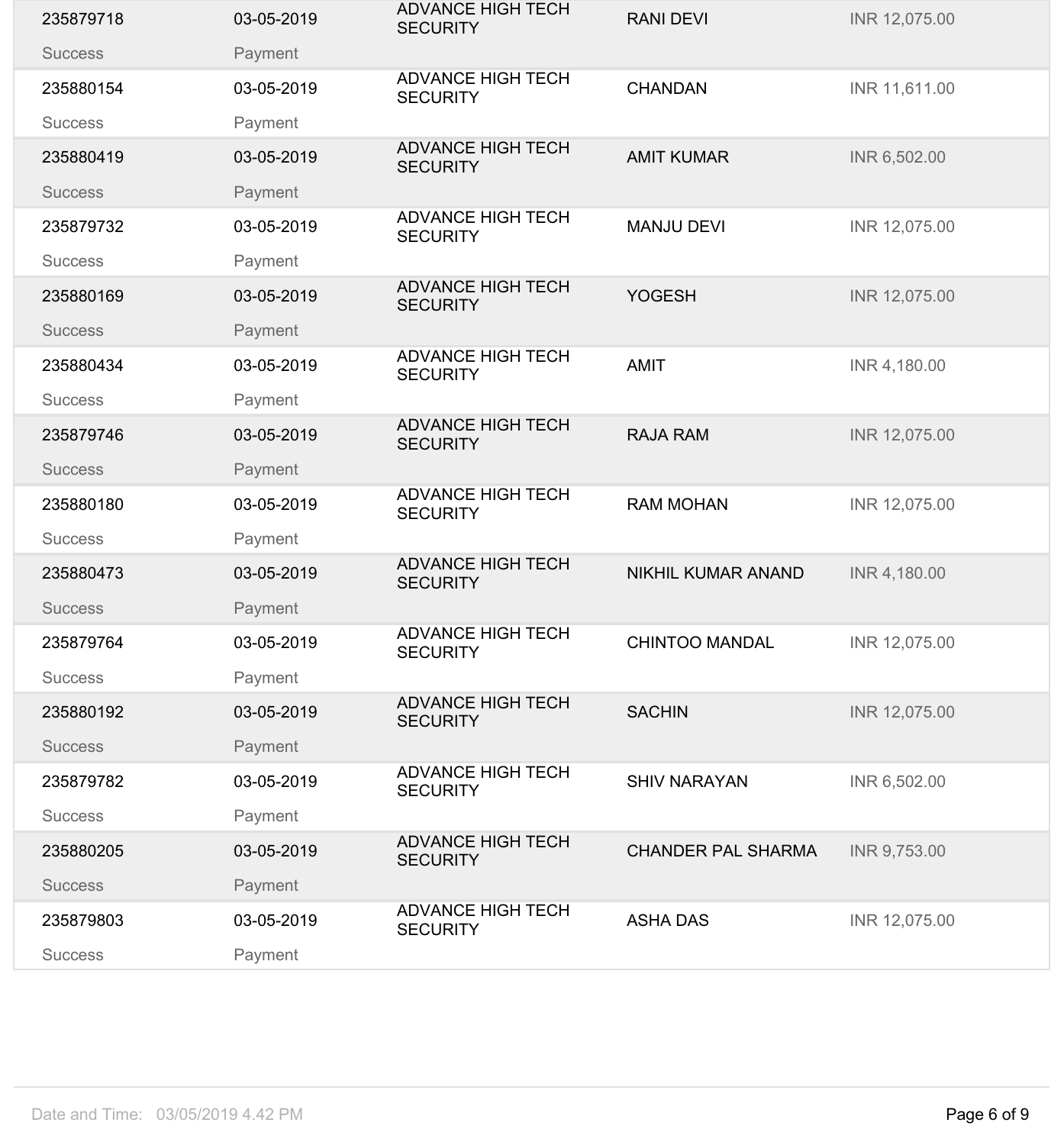| | | | | |
|---|---|---|---|---|
| 235879718<br>Success | 03-05-2019<br>Payment | ADVANCE HIGH TECH SECURITY | RANI DEVI | INR 12,075.00 |
| 235880154<br>Success | 03-05-2019<br>Payment | ADVANCE HIGH TECH SECURITY | CHANDAN | INR 11,611.00 |
| 235880419<br>Success | 03-05-2019<br>Payment | ADVANCE HIGH TECH SECURITY | AMIT KUMAR | INR 6,502.00 |
| 235879732<br>Success | 03-05-2019<br>Payment | ADVANCE HIGH TECH SECURITY | MANJU DEVI | INR 12,075.00 |
| 235880169<br>Success | 03-05-2019<br>Payment | ADVANCE HIGH TECH SECURITY | YOGESH | INR 12,075.00 |
| 235880434<br>Success | 03-05-2019<br>Payment | ADVANCE HIGH TECH SECURITY | AMIT | INR 4,180.00 |
| 235879746<br>Success | 03-05-2019<br>Payment | ADVANCE HIGH TECH SECURITY | RAJA RAM | INR 12,075.00 |
| 235880180<br>Success | 03-05-2019<br>Payment | ADVANCE HIGH TECH SECURITY | RAM MOHAN | INR 12,075.00 |
| 235880473<br>Success | 03-05-2019<br>Payment | ADVANCE HIGH TECH SECURITY | NIKHIL KUMAR ANAND | INR 4,180.00 |
| 235879764<br>Success | 03-05-2019<br>Payment | ADVANCE HIGH TECH SECURITY | CHINTOO MANDAL | INR 12,075.00 |
| 235880192<br>Success | 03-05-2019<br>Payment | ADVANCE HIGH TECH SECURITY | SACHIN | INR 12,075.00 |
| 235879782<br>Success | 03-05-2019<br>Payment | ADVANCE HIGH TECH SECURITY | SHIV NARAYAN | INR 6,502.00 |
| 235880205<br>Success | 03-05-2019<br>Payment | ADVANCE HIGH TECH SECURITY | CHANDER PAL SHARMA | INR 9,753.00 |
| 235879803<br>Success | 03-05-2019<br>Payment | ADVANCE HIGH TECH SECURITY | ASHA DAS | INR 12,075.00 |

Date and Time: 03/05/2019 4.42 PM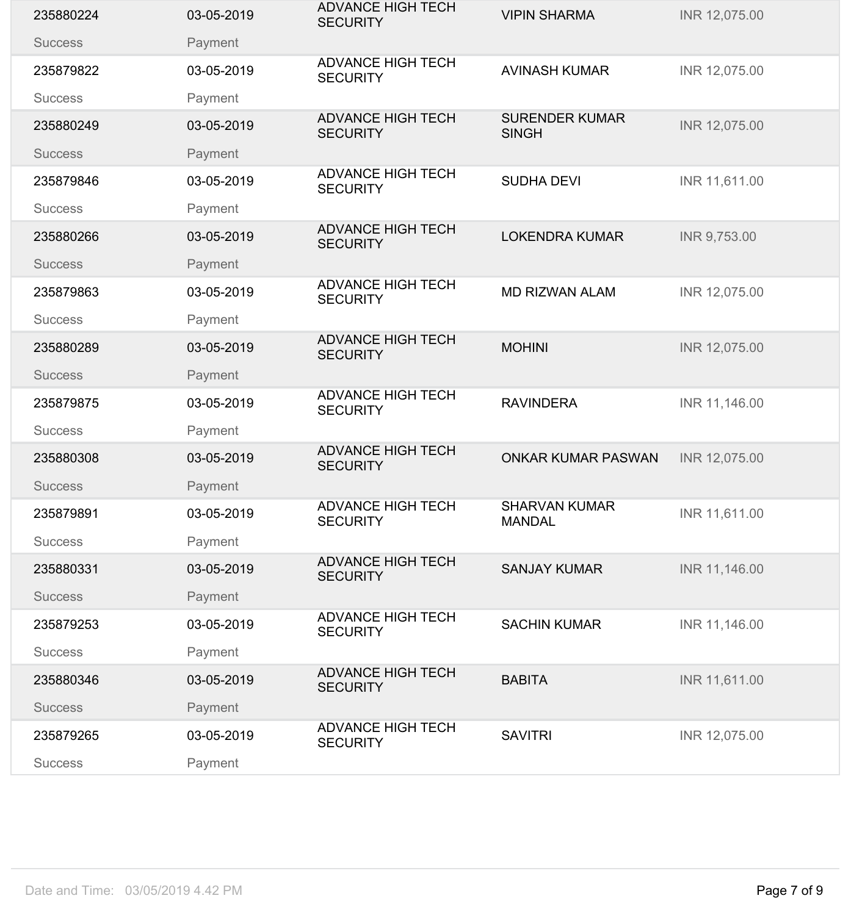| | | | | |
|---|---|---|---|---|
| 235880224 | 03-05-2019 | ADVANCE HIGH TECH SECURITY | VIPIN SHARMA | INR 12,075.00 |
| Success | Payment | | | |
| 235879822 | 03-05-2019 | ADVANCE HIGH TECH SECURITY | AVINASH KUMAR | INR 12,075.00 |
| Success | Payment | | | |
| 235880249 | 03-05-2019 | ADVANCE HIGH TECH SECURITY | SURENDER KUMAR SINGH | INR 12,075.00 |
| Success | Payment | | | |
| 235879846 | 03-05-2019 | ADVANCE HIGH TECH SECURITY | SUDHA DEVI | INR 11,611.00 |
| Success | Payment | | | |
| 235880266 | 03-05-2019 | ADVANCE HIGH TECH SECURITY | LOKENDRA KUMAR | INR 9,753.00 |
| Success | Payment | | | |
| 235879863 | 03-05-2019 | ADVANCE HIGH TECH SECURITY | MD RIZWAN ALAM | INR 12,075.00 |
| Success | Payment | | | |
| 235880289 | 03-05-2019 | ADVANCE HIGH TECH SECURITY | MOHINI | INR 12,075.00 |
| Success | Payment | | | |
| 235879875 | 03-05-2019 | ADVANCE HIGH TECH SECURITY | RAVINDERA | INR 11,146.00 |
| Success | Payment | | | |
| 235880308 | 03-05-2019 | ADVANCE HIGH TECH SECURITY | ONKAR KUMAR PASWAN | INR 12,075.00 |
| Success | Payment | | | |
| 235879891 | 03-05-2019 | ADVANCE HIGH TECH SECURITY | SHARVAN KUMAR MANDAL | INR 11,611.00 |
| Success | Payment | | | |
| 235880331 | 03-05-2019 | ADVANCE HIGH TECH SECURITY | SANJAY KUMAR | INR 11,146.00 |
| Success | Payment | | | |
| 235879253 | 03-05-2019 | ADVANCE HIGH TECH SECURITY | SACHIN KUMAR | INR 11,146.00 |
| Success | Payment | | | |
| 235880346 | 03-05-2019 | ADVANCE HIGH TECH SECURITY | BABITA | INR 11,611.00 |
| Success | Payment | | | |
| 235879265 | 03-05-2019 | ADVANCE HIGH TECH SECURITY | SAVITRI | INR 12,075.00 |
| Success | Payment | | | |

Date and Time: 03/05/2019 4.42 PM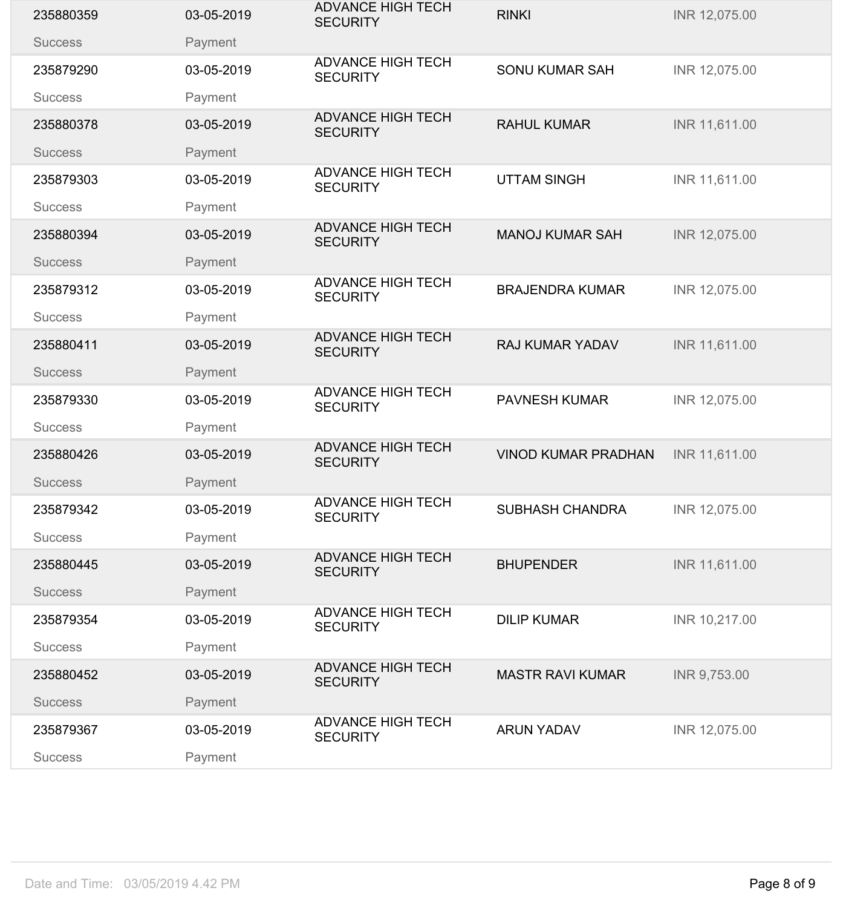| | | | | |
|---|---|---|---|---|
| 235880359 | 03-05-2019 | ADVANCE HIGH TECH SECURITY | RINKI | INR 12,075.00 |
| Success | Payment | | | |
| 235879290 | 03-05-2019 | ADVANCE HIGH TECH SECURITY | SONU KUMAR SAH | INR 12,075.00 |
| Success | Payment | | | |
| 235880378 | 03-05-2019 | ADVANCE HIGH TECH SECURITY | RAHUL KUMAR | INR 11,611.00 |
| Success | Payment | | | |
| 235879303 | 03-05-2019 | ADVANCE HIGH TECH SECURITY | UTTAM SINGH | INR 11,611.00 |
| Success | Payment | | | |
| 235880394 | 03-05-2019 | ADVANCE HIGH TECH SECURITY | MANOJ KUMAR SAH | INR 12,075.00 |
| Success | Payment | | | |
| 235879312 | 03-05-2019 | ADVANCE HIGH TECH SECURITY | BRAJENDRA KUMAR | INR 12,075.00 |
| Success | Payment | | | |
| 235880411 | 03-05-2019 | ADVANCE HIGH TECH SECURITY | RAJ KUMAR YADAV | INR 11,611.00 |
| Success | Payment | | | |
| 235879330 | 03-05-2019 | ADVANCE HIGH TECH SECURITY | PAVNESH KUMAR | INR 12,075.00 |
| Success | Payment | | | |
| 235880426 | 03-05-2019 | ADVANCE HIGH TECH SECURITY | VINOD KUMAR PRADHAN | INR 11,611.00 |
| Success | Payment | | | |
| 235879342 | 03-05-2019 | ADVANCE HIGH TECH SECURITY | SUBHASH CHANDRA | INR 12,075.00 |
| Success | Payment | | | |
| 235880445 | 03-05-2019 | ADVANCE HIGH TECH SECURITY | BHUPENDER | INR 11,611.00 |
| Success | Payment | | | |
| 235879354 | 03-05-2019 | ADVANCE HIGH TECH SECURITY | DILIP KUMAR | INR 10,217.00 |
| Success | Payment | | | |
| 235880452 | 03-05-2019 | ADVANCE HIGH TECH SECURITY | MASTR RAVI KUMAR | INR 9,753.00 |
| Success | Payment | | | |
| 235879367 | 03-05-2019 | ADVANCE HIGH TECH SECURITY | ARUN YADAV | INR 12,075.00 |
| Success | Payment | | | |

Date and Time: 03/05/2019 4.42 PM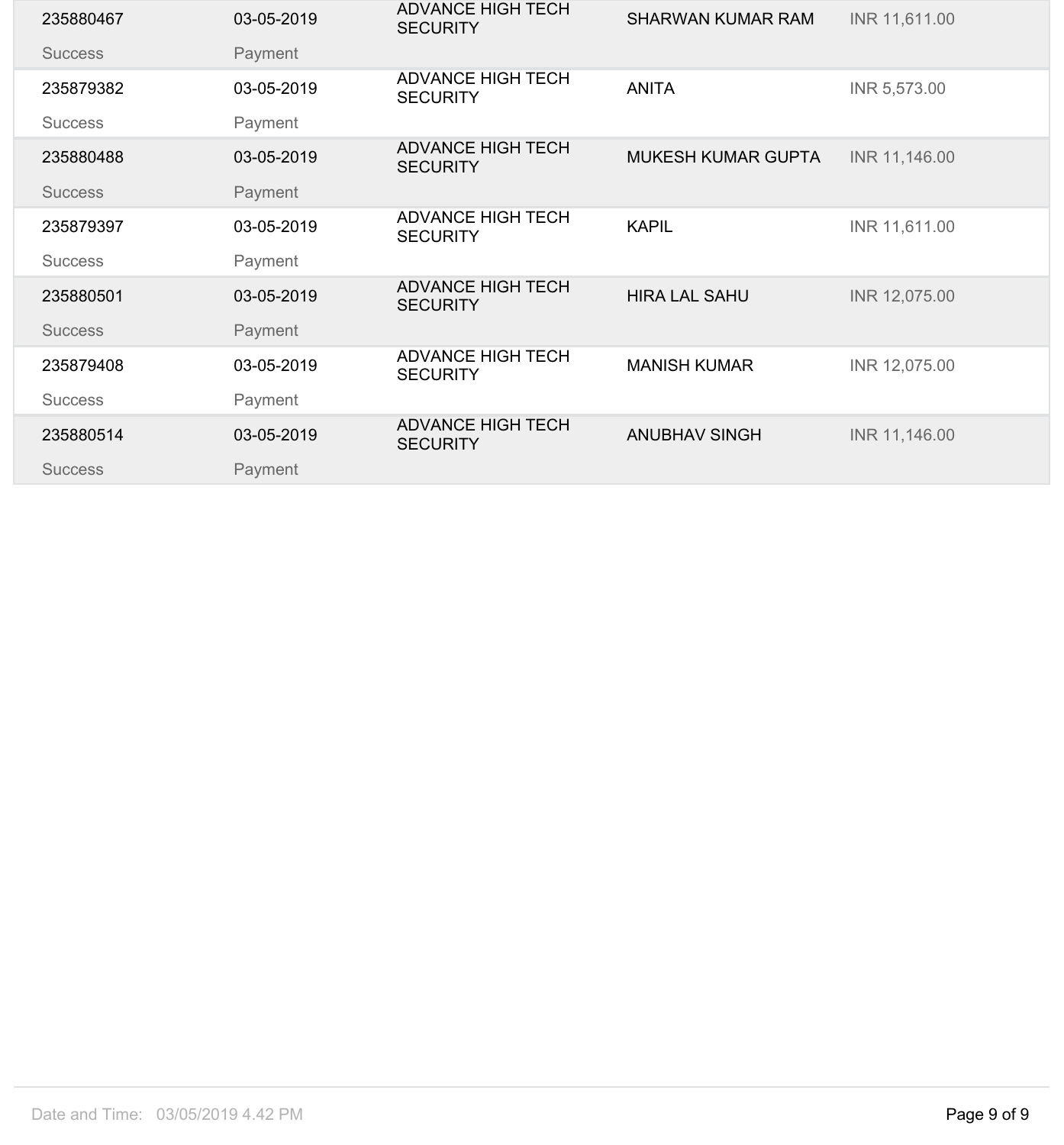| | | | | |
|---|---|---|---|---|
| 235880467<br>Success | 03-05-2019<br>Payment | ADVANCE HIGH TECH SECURITY | SHARWAN KUMAR RAM | INR 11,611.00 |
| 235879382<br>Success | 03-05-2019<br>Payment | ADVANCE HIGH TECH SECURITY | ANITA | INR 5,573.00 |
| 235880488<br>Success | 03-05-2019<br>Payment | ADVANCE HIGH TECH SECURITY | MUKESH KUMAR GUPTA | INR 11,146.00 |
| 235879397<br>Success | 03-05-2019<br>Payment | ADVANCE HIGH TECH SECURITY | KAPIL | INR 11,611.00 |
| 235880501<br>Success | 03-05-2019<br>Payment | ADVANCE HIGH TECH SECURITY | HIRA LAL SAHU | INR 12,075.00 |
| 235879408<br>Success | 03-05-2019<br>Payment | ADVANCE HIGH TECH SECURITY | MANISH KUMAR | INR 12,075.00 |
| 235880514<br>Success | 03-05-2019<br>Payment | ADVANCE HIGH TECH SECURITY | ANUBHAV SINGH | INR 11,146.00 |

Date and Time: 03/05/2019 4.42 PM